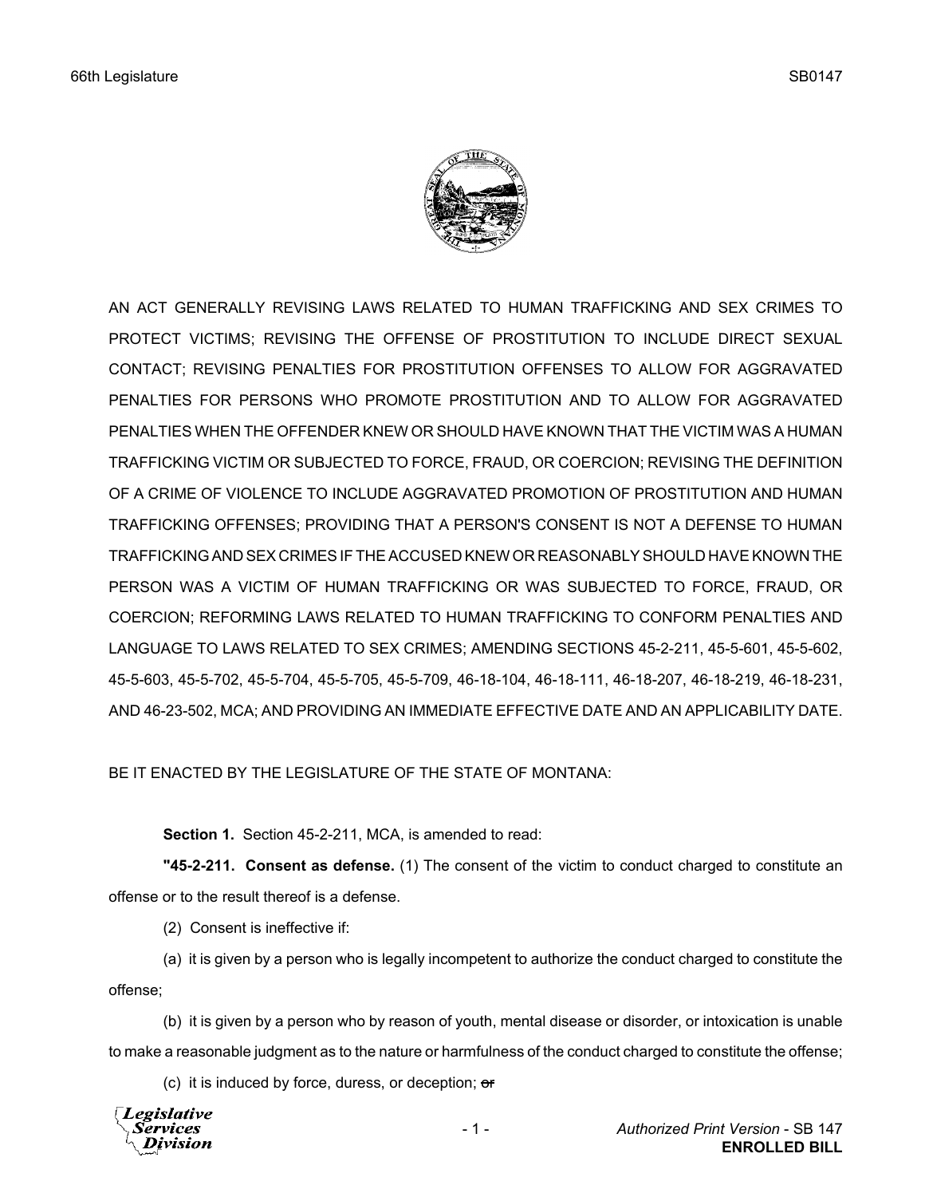AN ACT GENERALLY REVISING LAWS RELATED TO HUMAN TRAFFICKING AND SEX CRIMES TO PROTECT VICTIMS; REVISING THE OFFENSE OF PROSTITUTION TO INCLUDE DIRECT SEXUAL CONTACT; REVISING PENALTIES FOR PROSTITUTION OFFENSES TO ALLOW FOR AGGRAVATED PENALTIES FOR PERSONS WHO PROMOTE PROSTITUTION AND TO ALLOW FOR AGGRAVATED PENALTIES WHEN THE OFFENDER KNEW OR SHOULD HAVE KNOWN THAT THE VICTIM WAS A HUMAN TRAFFICKING VICTIM OR SUBJECTED TO FORCE, FRAUD, OR COERCION; REVISING THE DEFINITION OF A CRIME OF VIOLENCE TO INCLUDE AGGRAVATED PROMOTION OF PROSTITUTION AND HUMAN TRAFFICKING OFFENSES; PROVIDING THAT A PERSON'S CONSENT IS NOT A DEFENSE TO HUMAN TRAFFICKING AND SEX CRIMES IF THE ACCUSED KNEW OR REASONABLY SHOULD HAVE KNOWN THE PERSON WAS A VICTIM OF HUMAN TRAFFICKING OR WAS SUBJECTED TO FORCE, FRAUD, OR COERCION; REFORMING LAWS RELATED TO HUMAN TRAFFICKING TO CONFORM PENALTIES AND LANGUAGE TO LAWS RELATED TO SEX CRIMES; AMENDING SECTIONS 45-2-211, 45-5-601, 45-5-602, 45-5-603, 45-5-702, 45-5-704, 45-5-705, 45-5-709, 46-18-104, 46-18-111, 46-18-207, 46-18-219, 46-18-231, AND 46-23-502, MCA; AND PROVIDING AN IMMEDIATE EFFECTIVE DATE AND AN APPLICABILITY DATE.

BE IT ENACTED BY THE LEGISLATURE OF THE STATE OF MONTANA:

**Section 1.** Section 45-2-211, MCA, is amended to read:

"**45-2-211. Consent as defense.** (1) The consent of the victim to conduct charged to constitute an offense or to the result thereof is a defense.

(2) Consent is ineffective if:

(a) it is given by a person who is legally incompetent to authorize the conduct charged to constitute the offense;

(b) it is given by a person who by reason of youth, mental disease or disorder, or intoxication is unable to make a reasonable judgment as to the nature or harmfulness of the conduct charged to constitute the offense;

(c) it is induced by force, duress, or deception; ~~or~~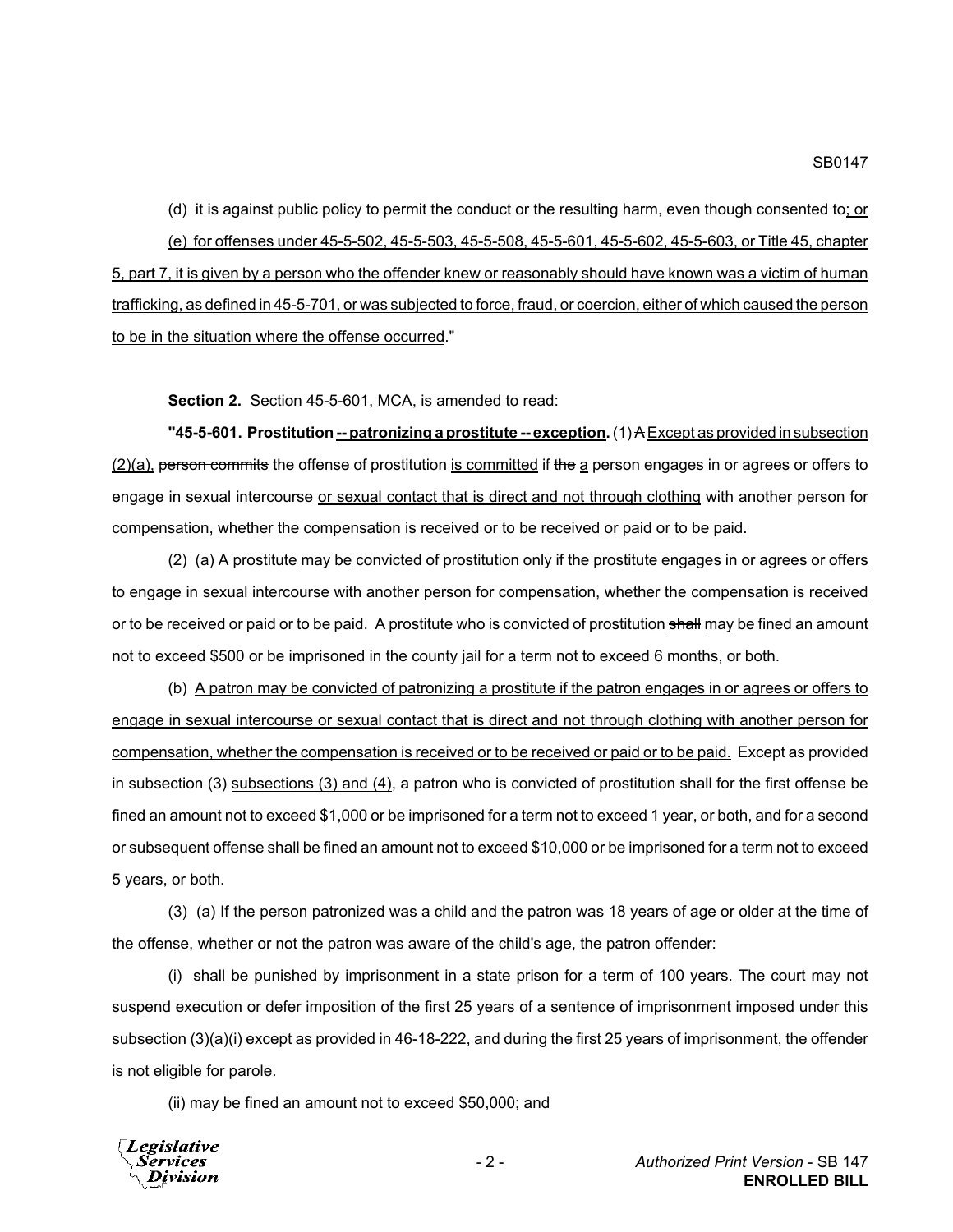(d) it is against public policy to permit the conduct or the resulting harm, even though consented to; or

(e) for offenses under 45-5-502, 45-5-503, 45-5-508, 45-5-601, 45-5-602, 45-5-603, or Title 45, chapter 5, part 7, it is given by a person who the offender knew or reasonably should have known was a victim of human trafficking, as defined in 45-5-701, or was subjected to force, fraud, or coercion, either of which caused the person to be in the situation where the offense occurred."

**Section 2.** Section 45-5-601, MCA, is amended to read:

**"45-5-601. Prostitution -- patronizing a prostitute -- exception.** (1) ~~A~~ Except as provided in subsection (2)(a), ~~person commits~~ the offense of prostitution is committed if ~~the~~ a person engages in or agrees or offers to engage in sexual intercourse or sexual contact that is direct and not through clothing with another person for compensation, whether the compensation is received or to be received or paid or to be paid.

(2) (a) A prostitute may be convicted of prostitution only if the prostitute engages in or agrees or offers to engage in sexual intercourse with another person for compensation, whether the compensation is received or to be received or paid or to be paid. A prostitute who is convicted of prostitution ~~shall~~ may be fined an amount not to exceed $500 or be imprisoned in the county jail for a term not to exceed 6 months, or both.

(b) A patron may be convicted of patronizing a prostitute if the patron engages in or agrees or offers to engage in sexual intercourse or sexual contact that is direct and not through clothing with another person for compensation, whether the compensation is received or to be received or paid or to be paid. Except as provided in ~~subsection (3)~~ subsections (3) and (4), a patron who is convicted of prostitution shall for the first offense be fined an amount not to exceed $1,000 or be imprisoned for a term not to exceed 1 year, or both, and for a second or subsequent offense shall be fined an amount not to exceed $10,000 or be imprisoned for a term not to exceed 5 years, or both.

(3) (a) If the person patronized was a child and the patron was 18 years of age or older at the time of the offense, whether or not the patron was aware of the child's age, the patron offender:

(i) shall be punished by imprisonment in a state prison for a term of 100 years. The court may not suspend execution or defer imposition of the first 25 years of a sentence of imprisonment imposed under this subsection (3)(a)(i) except as provided in 46-18-222, and during the first 25 years of imprisonment, the offender is not eligible for parole.

(ii) may be fined an amount not to exceed $50,000; and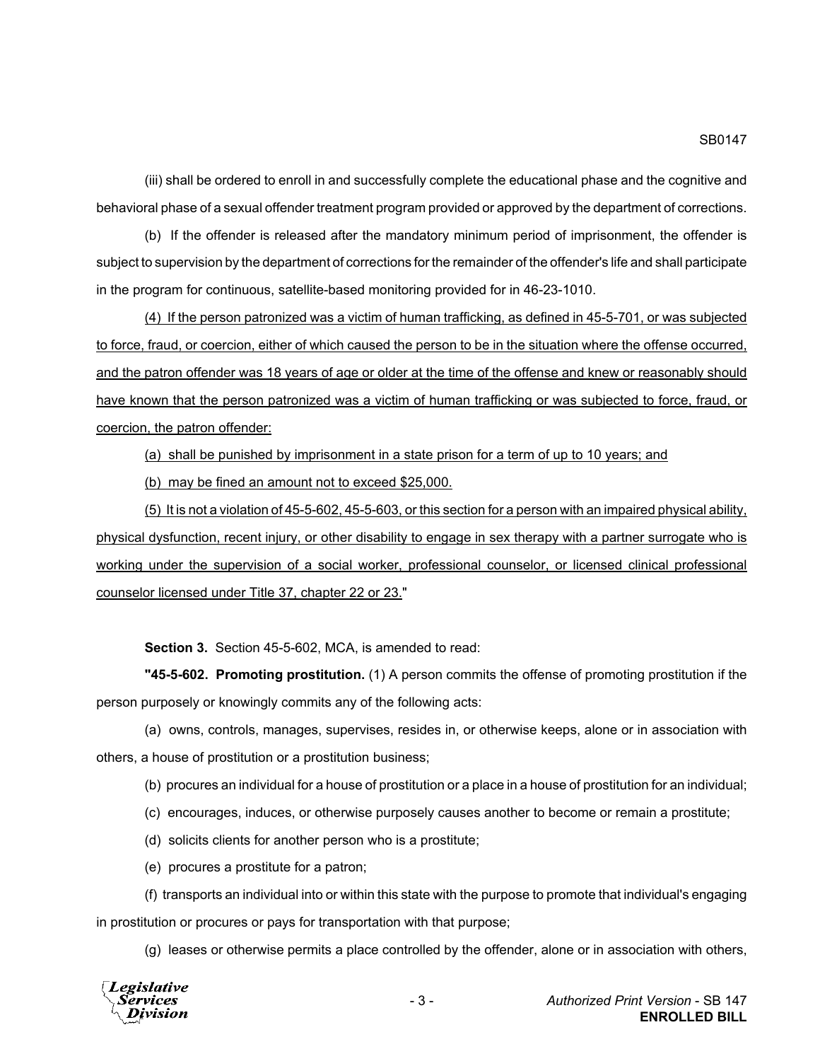(iii) shall be ordered to enroll in and successfully complete the educational phase and the cognitive and behavioral phase of a sexual offender treatment program provided or approved by the department of corrections.

(b) If the offender is released after the mandatory minimum period of imprisonment, the offender is subject to supervision by the department of corrections for the remainder of the offender's life and shall participate in the program for continuous, satellite-based monitoring provided for in 46-23-1010.

<u>(4) If the person patronized was a victim of human trafficking, as defined in 45-5-701, or was subjected to force, fraud, or coercion, either of which caused the person to be in the situation where the offense occurred, and the patron offender was 18 years of age or older at the time of the offense and knew or reasonably should have known that the person patronized was a victim of human trafficking or was subjected to force, fraud, or coercion, the patron offender:</u>

<u>(a) shall be punished by imprisonment in a state prison for a term of up to 10 years; and</u>

<u>(b) may be fined an amount not to exceed $25,000.</u>

<u>(5) It is not a violation of 45-5-602, 45-5-603, or this section for a person with an impaired physical ability, physical dysfunction, recent injury, or other disability to engage in sex therapy with a partner surrogate who is working under the supervision of a social worker, professional counselor, or licensed clinical professional counselor licensed under Title 37, chapter 22 or 23.</u>"

**Section 3.** Section 45-5-602, MCA, is amended to read:

**"45-5-602. Promoting prostitution.** (1) A person commits the offense of promoting prostitution if the person purposely or knowingly commits any of the following acts:

(a) owns, controls, manages, supervises, resides in, or otherwise keeps, alone or in association with others, a house of prostitution or a prostitution business;

(b) procures an individual for a house of prostitution or a place in a house of prostitution for an individual;

(c) encourages, induces, or otherwise purposely causes another to become or remain a prostitute;

(d) solicits clients for another person who is a prostitute;

(e) procures a prostitute for a patron;

(f) transports an individual into or within this state with the purpose to promote that individual's engaging in prostitution or procures or pays for transportation with that purpose;

(g) leases or otherwise permits a place controlled by the offender, alone or in association with others,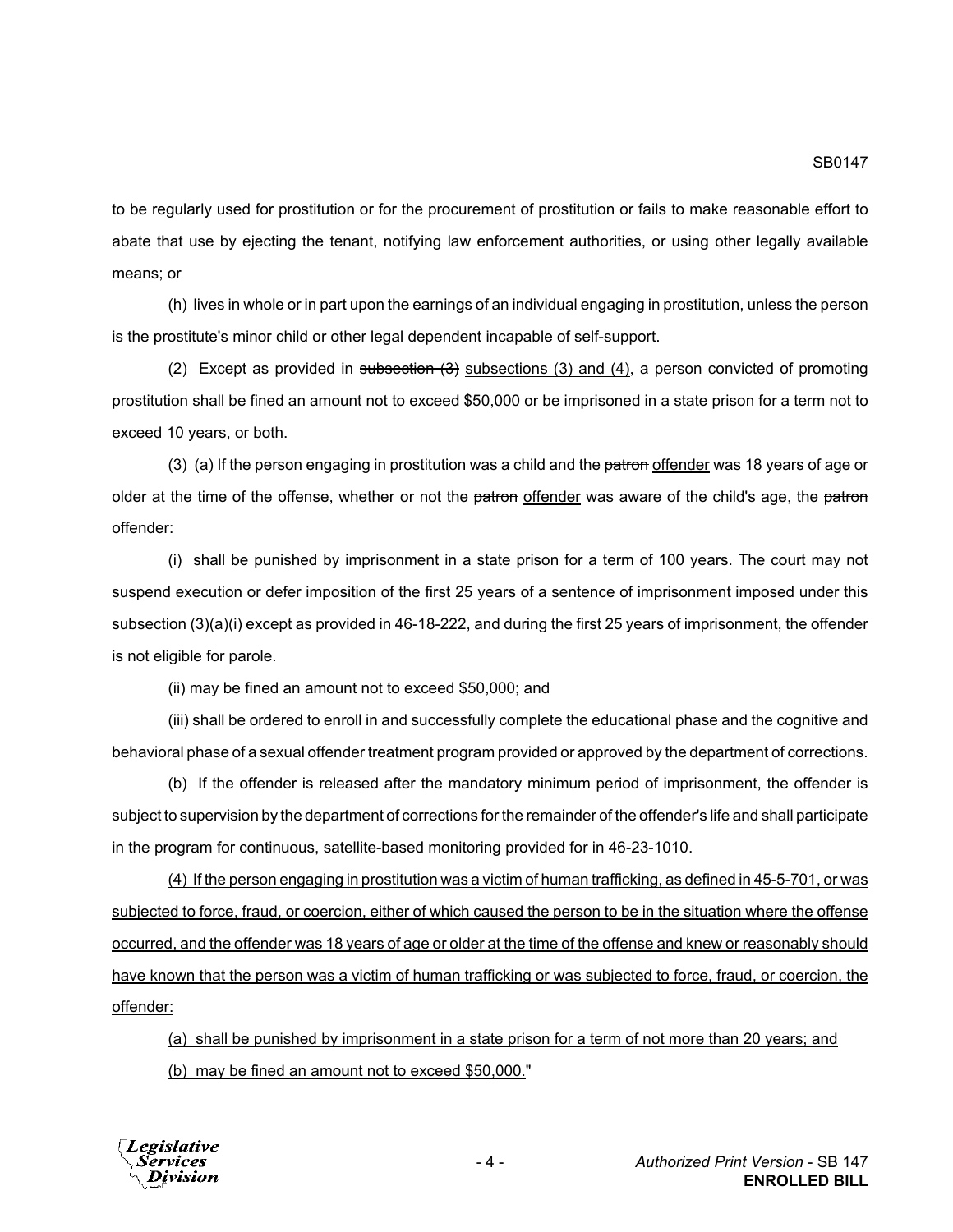to be regularly used for prostitution or for the procurement of prostitution or fails to make reasonable effort to abate that use by ejecting the tenant, notifying law enforcement authorities, or using other legally available means; or

(h) lives in whole or in part upon the earnings of an individual engaging in prostitution, unless the person is the prostitute's minor child or other legal dependent incapable of self-support.

(2) Except as provided in ~~subsection (3)~~ <u>subsections (3) and (4)</u>, a person convicted of promoting prostitution shall be fined an amount not to exceed $50,000 or be imprisoned in a state prison for a term not to exceed 10 years, or both.

(3) (a) If the person engaging in prostitution was a child and the ~~patron~~ <u>offender</u> was 18 years of age or older at the time of the offense, whether or not the ~~patron~~ <u>offender</u> was aware of the child's age, the ~~patron~~ offender:

(i) shall be punished by imprisonment in a state prison for a term of 100 years. The court may not suspend execution or defer imposition of the first 25 years of a sentence of imprisonment imposed under this subsection (3)(a)(i) except as provided in 46-18-222, and during the first 25 years of imprisonment, the offender is not eligible for parole.

(ii) may be fined an amount not to exceed $50,000; and

(iii) shall be ordered to enroll in and successfully complete the educational phase and the cognitive and behavioral phase of a sexual offender treatment program provided or approved by the department of corrections.

(b) If the offender is released after the mandatory minimum period of imprisonment, the offender is subject to supervision by the department of corrections for the remainder of the offender's life and shall participate in the program for continuous, satellite-based monitoring provided for in 46-23-1010.

<u>(4) If the person engaging in prostitution was a victim of human trafficking, as defined in 45-5-701, or was subjected to force, fraud, or coercion, either of which caused the person to be in the situation where the offense occurred, and the offender was 18 years of age or older at the time of the offense and knew or reasonably should have known that the person was a victim of human trafficking or was subjected to force, fraud, or coercion, the offender:</u>

<u>(a) shall be punished by imprisonment in a state prison for a term of not more than 20 years; and</u>

<u>(b) may be fined an amount not to exceed $50,000.</u>"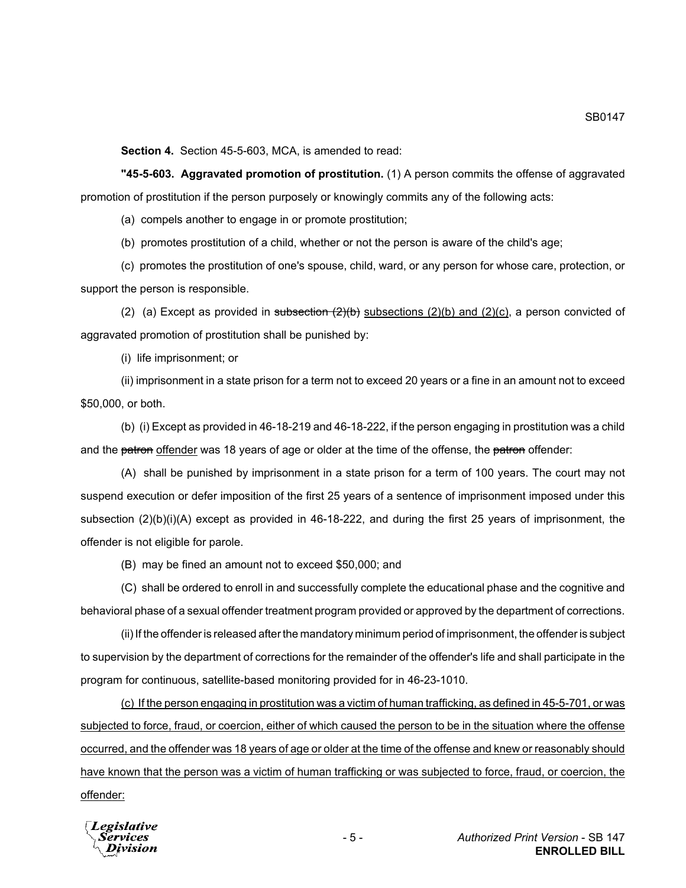**Section 4.** Section 45-5-603, MCA, is amended to read:

**"45-5-603. Aggravated promotion of prostitution.** (1) A person commits the offense of aggravated promotion of prostitution if the person purposely or knowingly commits any of the following acts:

(a) compels another to engage in or promote prostitution;

(b) promotes prostitution of a child, whether or not the person is aware of the child's age;

(c) promotes the prostitution of one's spouse, child, ward, or any person for whose care, protection, or support the person is responsible.

(2) (a) Except as provided in ~~subsection (2)(b)~~ <u>subsections (2)(b) and (2)(c)</u>, a person convicted of aggravated promotion of prostitution shall be punished by:

(i) life imprisonment; or

(ii) imprisonment in a state prison for a term not to exceed 20 years or a fine in an amount not to exceed $50,000, or both.

(b) (i) Except as provided in 46-18-219 and 46-18-222, if the person engaging in prostitution was a child and the ~~patron~~ <u>offender</u> was 18 years of age or older at the time of the offense, the ~~patron~~ offender:

(A) shall be punished by imprisonment in a state prison for a term of 100 years. The court may not suspend execution or defer imposition of the first 25 years of a sentence of imprisonment imposed under this subsection (2)(b)(i)(A) except as provided in 46-18-222, and during the first 25 years of imprisonment, the offender is not eligible for parole.

(B) may be fined an amount not to exceed $50,000; and

(C) shall be ordered to enroll in and successfully complete the educational phase and the cognitive and behavioral phase of a sexual offender treatment program provided or approved by the department of corrections.

(ii) If the offender is released after the mandatory minimum period of imprisonment, the offender is subject to supervision by the department of corrections for the remainder of the offender's life and shall participate in the program for continuous, satellite-based monitoring provided for in 46-23-1010.

<u>(c) If the person engaging in prostitution was a victim of human trafficking, as defined in 45-5-701, or was subjected to force, fraud, or coercion, either of which caused the person to be in the situation where the offense occurred, and the offender was 18 years of age or older at the time of the offense and knew or reasonably should have known that the person was a victim of human trafficking or was subjected to force, fraud, or coercion, the offender:</u>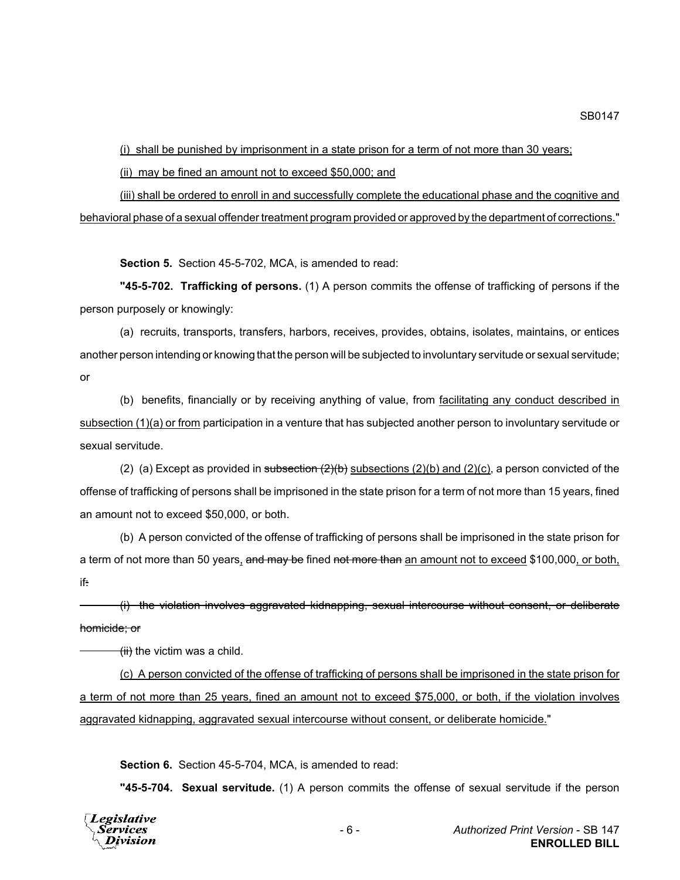(i) shall be punished by imprisonment in a state prison for a term of not more than 30 years;

(ii) may be fined an amount not to exceed $50,000; and

(iii) shall be ordered to enroll in and successfully complete the educational phase and the cognitive and behavioral phase of a sexual offender treatment program provided or approved by the department of corrections."

**Section 5.** Section 45-5-702, MCA, is amended to read:

**"45-5-702. Trafficking of persons.** (1) A person commits the offense of trafficking of persons if the person purposely or knowingly:

(a) recruits, transports, transfers, harbors, receives, provides, obtains, isolates, maintains, or entices another person intending or knowing that the person will be subjected to involuntary servitude or sexual servitude; or

(b) benefits, financially or by receiving anything of value, from facilitating any conduct described in subsection (1)(a) or from participation in a venture that has subjected another person to involuntary servitude or sexual servitude.

(2) (a) Except as provided in ~~subsection (2)(b)~~ subsections (2)(b) and (2)(c), a person convicted of the offense of trafficking of persons shall be imprisoned in the state prison for a term of not more than 15 years, fined an amount not to exceed $50,000, or both.

(b) A person convicted of the offense of trafficking of persons shall be imprisoned in the state prison for a term of not more than 50 years, ~~and may be~~ fined ~~not more than~~ an amount not to exceed $100,000, or both, if~~:~~

~~(i) the violation involves aggravated kidnapping, sexual intercourse without consent, or deliberate homicide; or~~

~~(ii)~~ the victim was a child.

(c) A person convicted of the offense of trafficking of persons shall be imprisoned in the state prison for a term of not more than 25 years, fined an amount not to exceed $75,000, or both, if the violation involves aggravated kidnapping, aggravated sexual intercourse without consent, or deliberate homicide."

**Section 6.** Section 45-5-704, MCA, is amended to read:

**"45-5-704. Sexual servitude.** (1) A person commits the offense of sexual servitude if the person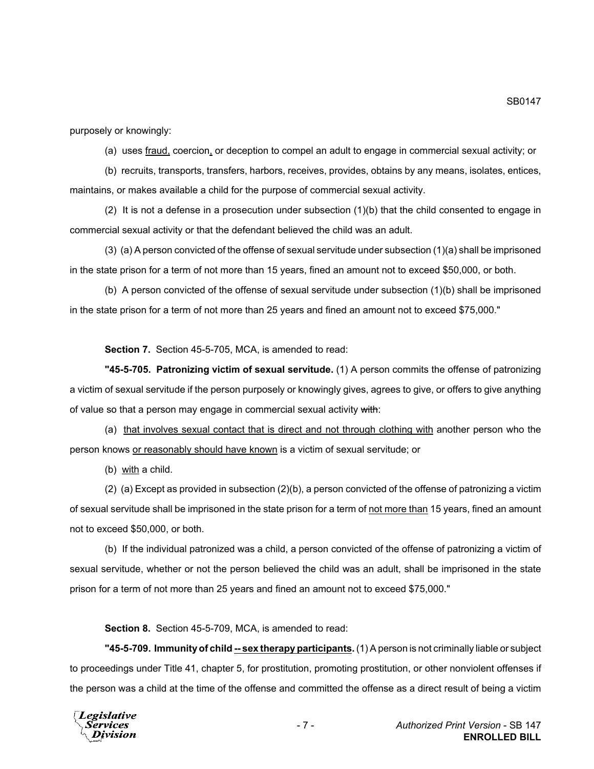purposely or knowingly:

(a) uses fraud, coercion, or deception to compel an adult to engage in commercial sexual activity; or

(b) recruits, transports, transfers, harbors, receives, provides, obtains by any means, isolates, entices, maintains, or makes available a child for the purpose of commercial sexual activity.

(2) It is not a defense in a prosecution under subsection (1)(b) that the child consented to engage in commercial sexual activity or that the defendant believed the child was an adult.

(3) (a) A person convicted of the offense of sexual servitude under subsection (1)(a) shall be imprisoned in the state prison for a term of not more than 15 years, fined an amount not to exceed $50,000, or both.

(b) A person convicted of the offense of sexual servitude under subsection (1)(b) shall be imprisoned in the state prison for a term of not more than 25 years and fined an amount not to exceed $75,000."

**Section 7.** Section 45-5-705, MCA, is amended to read:

**"45-5-705. Patronizing victim of sexual servitude.** (1) A person commits the offense of patronizing a victim of sexual servitude if the person purposely or knowingly gives, agrees to give, or offers to give anything of value so that a person may engage in commercial sexual activity ~~with~~:

(a) that involves sexual contact that is direct and not through clothing with another person who the person knows or reasonably should have known is a victim of sexual servitude; or

(b) with a child.

(2) (a) Except as provided in subsection (2)(b), a person convicted of the offense of patronizing a victim of sexual servitude shall be imprisoned in the state prison for a term of not more than 15 years, fined an amount not to exceed $50,000, or both.

(b) If the individual patronized was a child, a person convicted of the offense of patronizing a victim of sexual servitude, whether or not the person believed the child was an adult, shall be imprisoned in the state prison for a term of not more than 25 years and fined an amount not to exceed $75,000."

**Section 8.** Section 45-5-709, MCA, is amended to read:

**"45-5-709. Immunity of child -- sex therapy participants.** (1) A person is not criminally liable or subject to proceedings under Title 41, chapter 5, for prostitution, promoting prostitution, or other nonviolent offenses if the person was a child at the time of the offense and committed the offense as a direct result of being a victim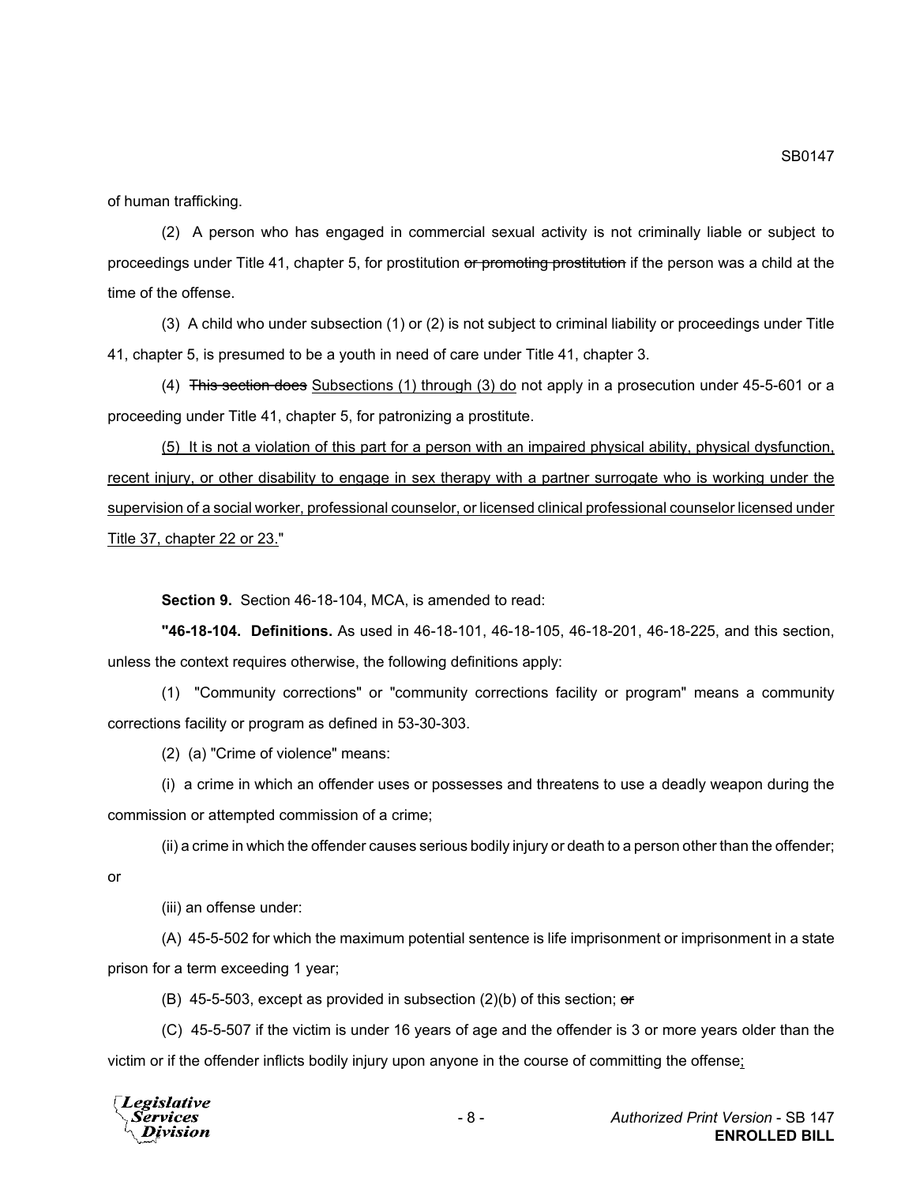of human trafficking.

(2) A person who has engaged in commercial sexual activity is not criminally liable or subject to proceedings under Title 41, chapter 5, for prostitution ~~or promoting prostitution~~ if the person was a child at the time of the offense.

(3) A child who under subsection (1) or (2) is not subject to criminal liability or proceedings under Title 41, chapter 5, is presumed to be a youth in need of care under Title 41, chapter 3.

(4) ~~This section does~~ <u>Subsections (1) through (3) do</u> not apply in a prosecution under 45-5-601 or a proceeding under Title 41, chapter 5, for patronizing a prostitute.

<u>(5) It is not a violation of this part for a person with an impaired physical ability, physical dysfunction, recent injury, or other disability to engage in sex therapy with a partner surrogate who is working under the supervision of a social worker, professional counselor, or licensed clinical professional counselor licensed under Title 37, chapter 22 or 23.</u>"

**Section 9.** Section 46-18-104, MCA, is amended to read:

**"46-18-104. Definitions.** As used in 46-18-101, 46-18-105, 46-18-201, 46-18-225, and this section, unless the context requires otherwise, the following definitions apply:

(1) "Community corrections" or "community corrections facility or program" means a community corrections facility or program as defined in 53-30-303.

(2) (a) "Crime of violence" means:

(i) a crime in which an offender uses or possesses and threatens to use a deadly weapon during the commission or attempted commission of a crime;

(ii) a crime in which the offender causes serious bodily injury or death to a person other than the offender; or

(iii) an offense under:

(A) 45-5-502 for which the maximum potential sentence is life imprisonment or imprisonment in a state prison for a term exceeding 1 year;

(B) 45-5-503, except as provided in subsection (2)(b) of this section; ~~or~~

(C) 45-5-507 if the victim is under 16 years of age and the offender is 3 or more years older than the victim or if the offender inflicts bodily injury upon anyone in the course of committing the offense<u>;</u>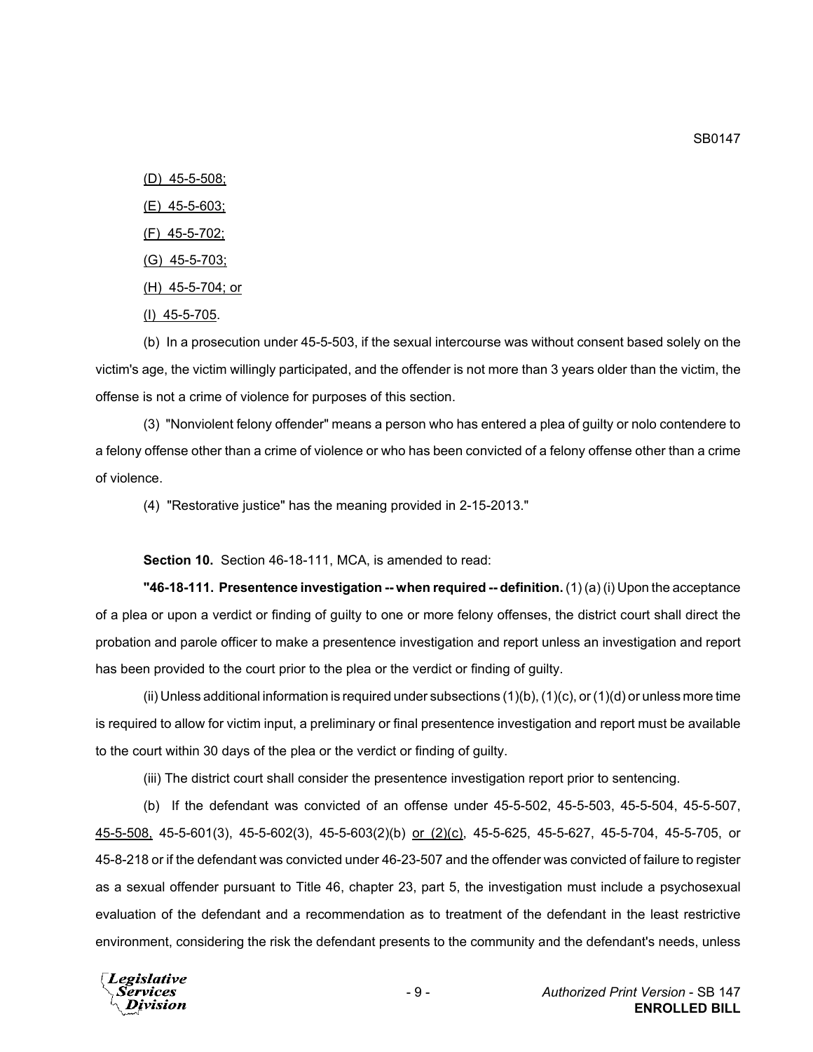(D) 45-5-508;

(E) 45-5-603;

(F) 45-5-702;

(G) 45-5-703;

(H) 45-5-704; or

(I) 45-5-705.

(b) In a prosecution under 45-5-503, if the sexual intercourse was without consent based solely on the victim's age, the victim willingly participated, and the offender is not more than 3 years older than the victim, the offense is not a crime of violence for purposes of this section.

(3) "Nonviolent felony offender" means a person who has entered a plea of guilty or nolo contendere to a felony offense other than a crime of violence or who has been convicted of a felony offense other than a crime of violence.

(4) "Restorative justice" has the meaning provided in 2-15-2013."

**Section 10.** Section 46-18-111, MCA, is amended to read:

**"46-18-111. Presentence investigation -- when required -- definition.** (1) (a) (i) Upon the acceptance of a plea or upon a verdict or finding of guilty to one or more felony offenses, the district court shall direct the probation and parole officer to make a presentence investigation and report unless an investigation and report has been provided to the court prior to the plea or the verdict or finding of guilty.

(ii) Unless additional information is required under subsections (1)(b), (1)(c), or (1)(d) or unless more time is required to allow for victim input, a preliminary or final presentence investigation and report must be available to the court within 30 days of the plea or the verdict or finding of guilty.

(iii) The district court shall consider the presentence investigation report prior to sentencing.

(b) If the defendant was convicted of an offense under 45-5-502, 45-5-503, 45-5-504, 45-5-507, 45-5-508, 45-5-601(3), 45-5-602(3), 45-5-603(2)(b) or (2)(c), 45-5-625, 45-5-627, 45-5-704, 45-5-705, or 45-8-218 or if the defendant was convicted under 46-23-507 and the offender was convicted of failure to register as a sexual offender pursuant to Title 46, chapter 23, part 5, the investigation must include a psychosexual evaluation of the defendant and a recommendation as to treatment of the defendant in the least restrictive environment, considering the risk the defendant presents to the community and the defendant's needs, unless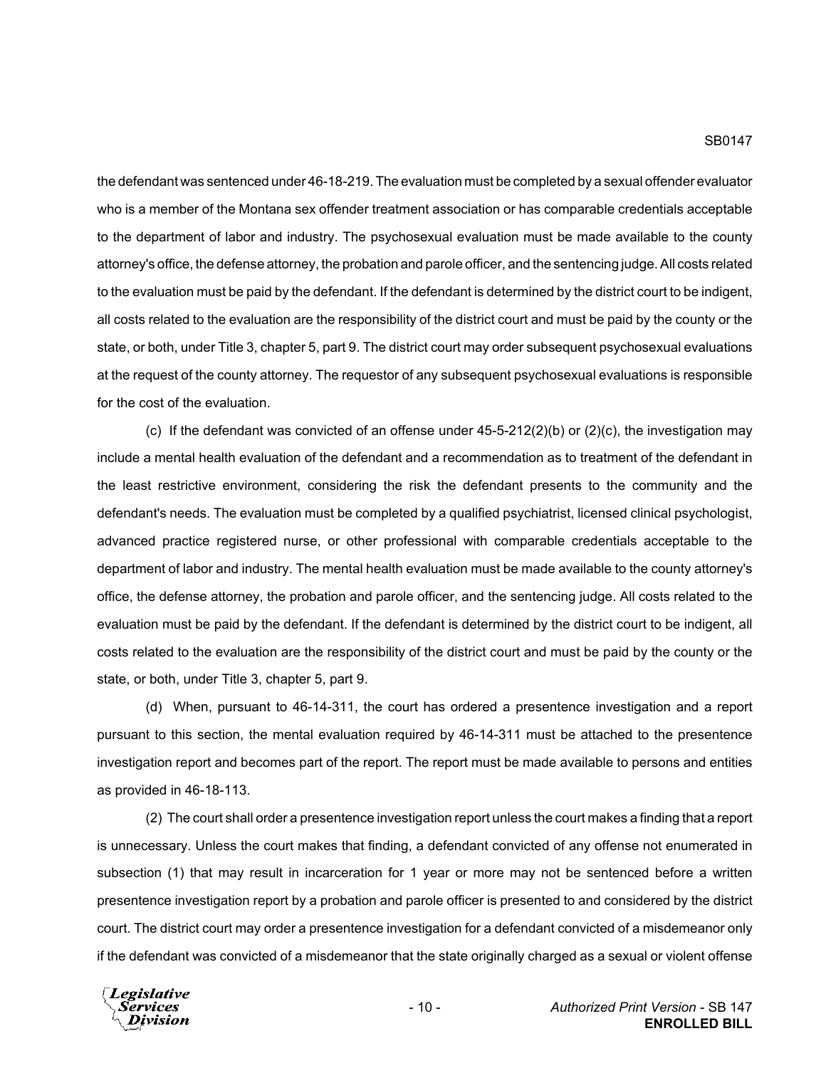the defendant was sentenced under 46-18-219. The evaluation must be completed by a sexual offender evaluator who is a member of the Montana sex offender treatment association or has comparable credentials acceptable to the department of labor and industry. The psychosexual evaluation must be made available to the county attorney's office, the defense attorney, the probation and parole officer, and the sentencing judge. All costs related to the evaluation must be paid by the defendant. If the defendant is determined by the district court to be indigent, all costs related to the evaluation are the responsibility of the district court and must be paid by the county or the state, or both, under Title 3, chapter 5, part 9. The district court may order subsequent psychosexual evaluations at the request of the county attorney. The requestor of any subsequent psychosexual evaluations is responsible for the cost of the evaluation.

(c) If the defendant was convicted of an offense under 45-5-212(2)(b) or (2)(c), the investigation may include a mental health evaluation of the defendant and a recommendation as to treatment of the defendant in the least restrictive environment, considering the risk the defendant presents to the community and the defendant's needs. The evaluation must be completed by a qualified psychiatrist, licensed clinical psychologist, advanced practice registered nurse, or other professional with comparable credentials acceptable to the department of labor and industry. The mental health evaluation must be made available to the county attorney's office, the defense attorney, the probation and parole officer, and the sentencing judge. All costs related to the evaluation must be paid by the defendant. If the defendant is determined by the district court to be indigent, all costs related to the evaluation are the responsibility of the district court and must be paid by the county or the state, or both, under Title 3, chapter 5, part 9.

(d) When, pursuant to 46-14-311, the court has ordered a presentence investigation and a report pursuant to this section, the mental evaluation required by 46-14-311 must be attached to the presentence investigation report and becomes part of the report. The report must be made available to persons and entities as provided in 46-18-113.

(2) The court shall order a presentence investigation report unless the court makes a finding that a report is unnecessary. Unless the court makes that finding, a defendant convicted of any offense not enumerated in subsection (1) that may result in incarceration for 1 year or more may not be sentenced before a written presentence investigation report by a probation and parole officer is presented to and considered by the district court. The district court may order a presentence investigation for a defendant convicted of a misdemeanor only if the defendant was convicted of a misdemeanor that the state originally charged as a sexual or violent offense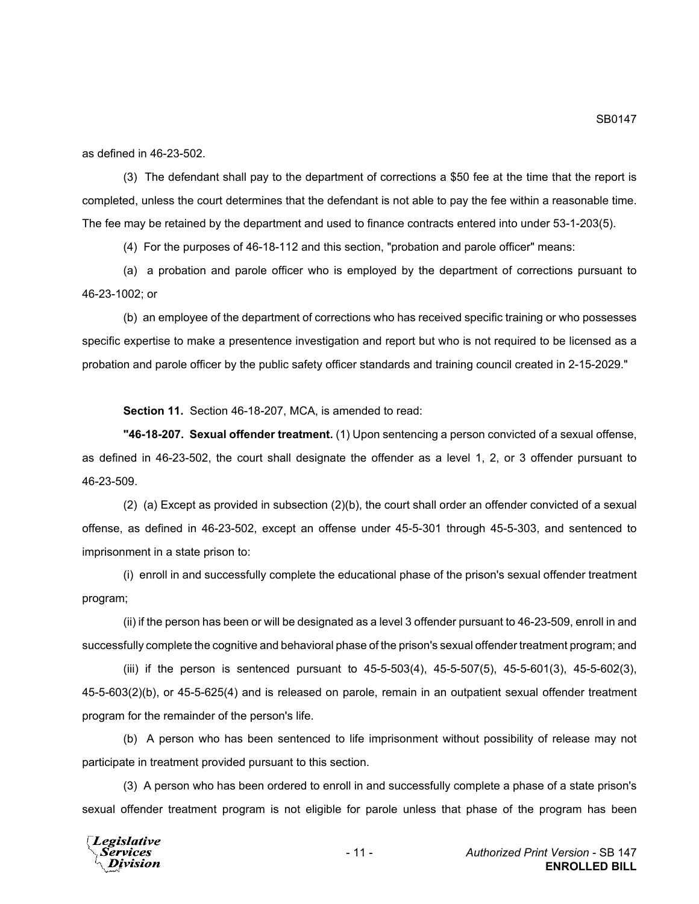as defined in 46-23-502.

(3) The defendant shall pay to the department of corrections a $50 fee at the time that the report is completed, unless the court determines that the defendant is not able to pay the fee within a reasonable time. The fee may be retained by the department and used to finance contracts entered into under 53-1-203(5).

(4) For the purposes of 46-18-112 and this section, "probation and parole officer" means:

(a) a probation and parole officer who is employed by the department of corrections pursuant to 46-23-1002; or

(b) an employee of the department of corrections who has received specific training or who possesses specific expertise to make a presentence investigation and report but who is not required to be licensed as a probation and parole officer by the public safety officer standards and training council created in 2-15-2029."

**Section 11.** Section 46-18-207, MCA, is amended to read:

**"46-18-207. Sexual offender treatment.** (1) Upon sentencing a person convicted of a sexual offense, as defined in 46-23-502, the court shall designate the offender as a level 1, 2, or 3 offender pursuant to 46-23-509.

(2) (a) Except as provided in subsection (2)(b), the court shall order an offender convicted of a sexual offense, as defined in 46-23-502, except an offense under 45-5-301 through 45-5-303, and sentenced to imprisonment in a state prison to:

(i) enroll in and successfully complete the educational phase of the prison's sexual offender treatment program;

(ii) if the person has been or will be designated as a level 3 offender pursuant to 46-23-509, enroll in and successfully complete the cognitive and behavioral phase of the prison's sexual offender treatment program; and

(iii) if the person is sentenced pursuant to 45-5-503(4), 45-5-507(5), 45-5-601(3), 45-5-602(3), 45-5-603(2)(b), or 45-5-625(4) and is released on parole, remain in an outpatient sexual offender treatment program for the remainder of the person's life.

(b) A person who has been sentenced to life imprisonment without possibility of release may not participate in treatment provided pursuant to this section.

(3) A person who has been ordered to enroll in and successfully complete a phase of a state prison's sexual offender treatment program is not eligible for parole unless that phase of the program has been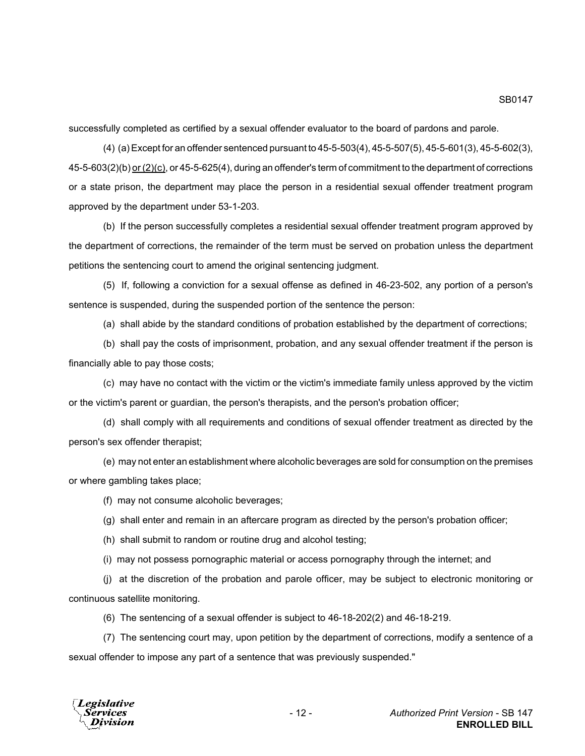successfully completed as certified by a sexual offender evaluator to the board of pardons and parole.

(4) (a) Except for an offender sentenced pursuant to 45-5-503(4), 45-5-507(5), 45-5-601(3), 45-5-602(3), 45-5-603(2)(b) <u>or (2)(c)</u>, or 45-5-625(4), during an offender's term of commitment to the department of corrections or a state prison, the department may place the person in a residential sexual offender treatment program approved by the department under 53-1-203.

(b) If the person successfully completes a residential sexual offender treatment program approved by the department of corrections, the remainder of the term must be served on probation unless the department petitions the sentencing court to amend the original sentencing judgment.

(5) If, following a conviction for a sexual offense as defined in 46-23-502, any portion of a person's sentence is suspended, during the suspended portion of the sentence the person:

(a) shall abide by the standard conditions of probation established by the department of corrections;

(b) shall pay the costs of imprisonment, probation, and any sexual offender treatment if the person is financially able to pay those costs;

(c) may have no contact with the victim or the victim's immediate family unless approved by the victim or the victim's parent or guardian, the person's therapists, and the person's probation officer;

(d) shall comply with all requirements and conditions of sexual offender treatment as directed by the person's sex offender therapist;

(e) may not enter an establishment where alcoholic beverages are sold for consumption on the premises or where gambling takes place;

(f) may not consume alcoholic beverages;

(g) shall enter and remain in an aftercare program as directed by the person's probation officer;

(h) shall submit to random or routine drug and alcohol testing;

(i) may not possess pornographic material or access pornography through the internet; and

(j) at the discretion of the probation and parole officer, may be subject to electronic monitoring or continuous satellite monitoring.

(6) The sentencing of a sexual offender is subject to 46-18-202(2) and 46-18-219.

(7) The sentencing court may, upon petition by the department of corrections, modify a sentence of a sexual offender to impose any part of a sentence that was previously suspended."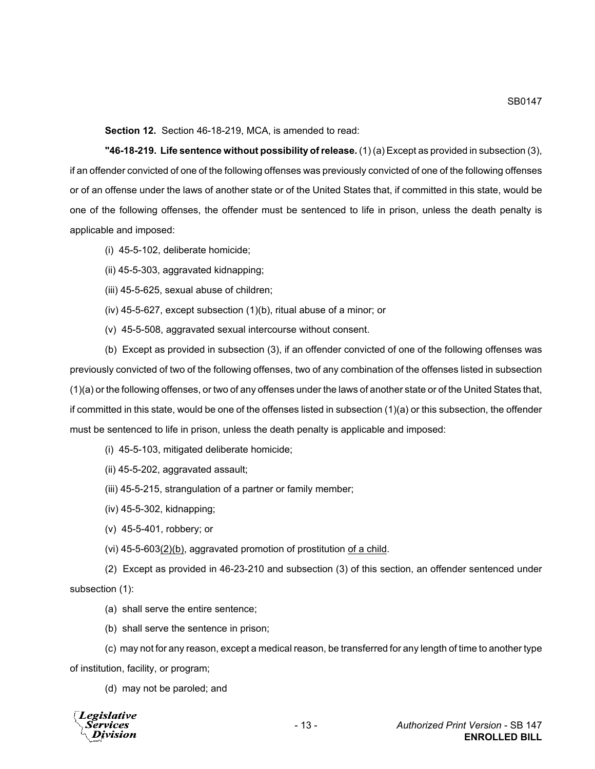**Section 12.** Section 46-18-219, MCA, is amended to read:

**"46-18-219. Life sentence without possibility of release.** (1) (a) Except as provided in subsection (3), if an offender convicted of one of the following offenses was previously convicted of one of the following offenses or of an offense under the laws of another state or of the United States that, if committed in this state, would be one of the following offenses, the offender must be sentenced to life in prison, unless the death penalty is applicable and imposed:

(i) 45-5-102, deliberate homicide;

(ii) 45-5-303, aggravated kidnapping;

(iii) 45-5-625, sexual abuse of children;

(iv) 45-5-627, except subsection (1)(b), ritual abuse of a minor; or

(v) 45-5-508, aggravated sexual intercourse without consent.

(b) Except as provided in subsection (3), if an offender convicted of one of the following offenses was previously convicted of two of the following offenses, two of any combination of the offenses listed in subsection (1)(a) or the following offenses, or two of any offenses under the laws of another state or of the United States that, if committed in this state, would be one of the offenses listed in subsection (1)(a) or this subsection, the offender must be sentenced to life in prison, unless the death penalty is applicable and imposed:

(i) 45-5-103, mitigated deliberate homicide;

(ii) 45-5-202, aggravated assault;

(iii) 45-5-215, strangulation of a partner or family member;

(iv) 45-5-302, kidnapping;

(v) 45-5-401, robbery; or

(vi) 45-5-603<u>(2)(b)</u>, aggravated promotion of prostitution <u>of a child</u>.

(2) Except as provided in 46-23-210 and subsection (3) of this section, an offender sentenced under subsection (1):

(a) shall serve the entire sentence;

(b) shall serve the sentence in prison;

(c) may not for any reason, except a medical reason, be transferred for any length of time to another type of institution, facility, or program;

(d) may not be paroled; and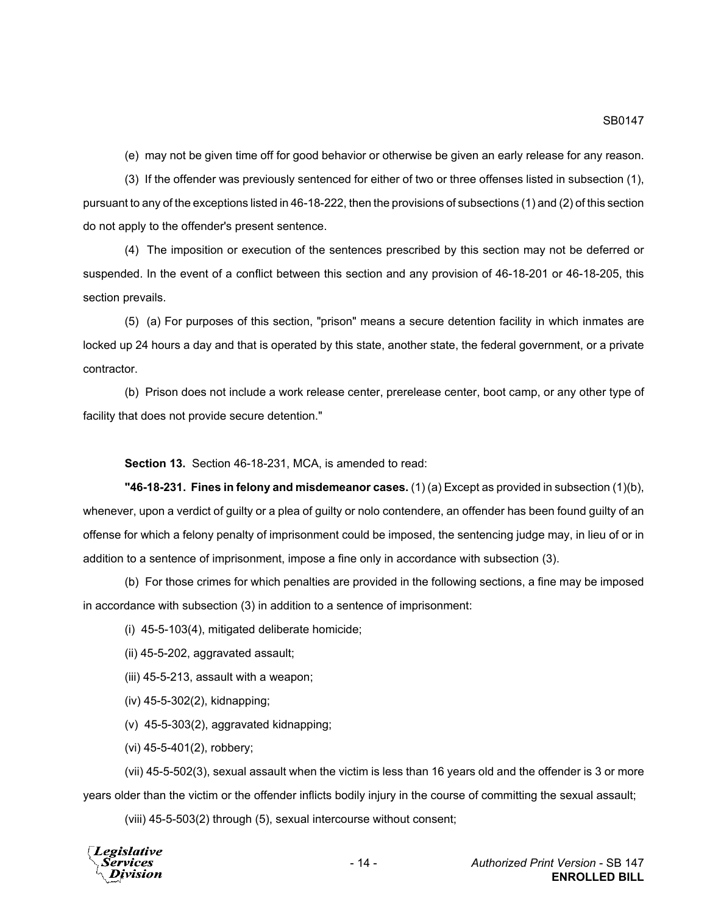(e) may not be given time off for good behavior or otherwise be given an early release for any reason.

(3) If the offender was previously sentenced for either of two or three offenses listed in subsection (1), pursuant to any of the exceptions listed in 46-18-222, then the provisions of subsections (1) and (2) of this section do not apply to the offender's present sentence.

(4) The imposition or execution of the sentences prescribed by this section may not be deferred or suspended. In the event of a conflict between this section and any provision of 46-18-201 or 46-18-205, this section prevails.

(5) (a) For purposes of this section, "prison" means a secure detention facility in which inmates are locked up 24 hours a day and that is operated by this state, another state, the federal government, or a private contractor.

(b) Prison does not include a work release center, prerelease center, boot camp, or any other type of facility that does not provide secure detention."

**Section 13.** Section 46-18-231, MCA, is amended to read:

**"46-18-231. Fines in felony and misdemeanor cases.** (1) (a) Except as provided in subsection (1)(b), whenever, upon a verdict of guilty or a plea of guilty or nolo contendere, an offender has been found guilty of an offense for which a felony penalty of imprisonment could be imposed, the sentencing judge may, in lieu of or in addition to a sentence of imprisonment, impose a fine only in accordance with subsection (3).

(b) For those crimes for which penalties are provided in the following sections, a fine may be imposed in accordance with subsection (3) in addition to a sentence of imprisonment:

(i) 45-5-103(4), mitigated deliberate homicide;

(ii) 45-5-202, aggravated assault;

(iii) 45-5-213, assault with a weapon;

(iv) 45-5-302(2), kidnapping;

(v) 45-5-303(2), aggravated kidnapping;

(vi) 45-5-401(2), robbery;

(vii) 45-5-502(3), sexual assault when the victim is less than 16 years old and the offender is 3 or more years older than the victim or the offender inflicts bodily injury in the course of committing the sexual assault;

(viii) 45-5-503(2) through (5), sexual intercourse without consent;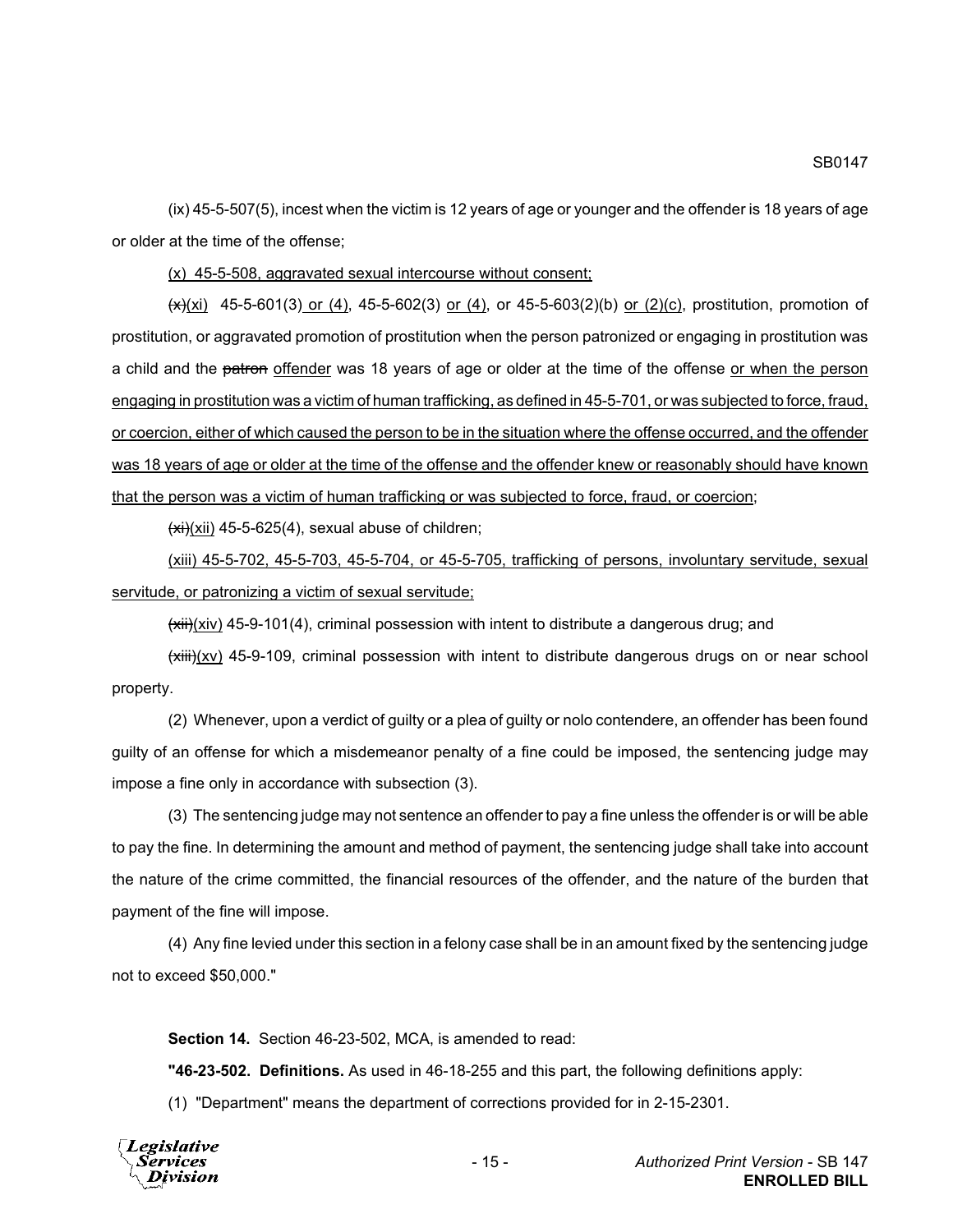(ix) 45-5-507(5), incest when the victim is 12 years of age or younger and the offender is 18 years of age or older at the time of the offense;

<u>(x) 45-5-508, aggravated sexual intercourse without consent;</u>

~~(x)~~<u>(xi)</u> 45-5-601(3)<u> or (4)</u>, 45-5-602(3) <u>or (4)</u>, or 45-5-603(2)(b) <u>or (2)(c)</u>, prostitution, promotion of prostitution, or aggravated promotion of prostitution when the person patronized or engaging in prostitution was a child and the ~~patron~~ <u>offender</u> was 18 years of age or older at the time of the offense <u>or when the person engaging in prostitution was a victim of human trafficking, as defined in 45-5-701, or was subjected to force, fraud, or coercion, either of which caused the person to be in the situation where the offense occurred, and the offender was 18 years of age or older at the time of the offense and the offender knew or reasonably should have known that the person was a victim of human trafficking or was subjected to force, fraud, or coercion</u>;

~~(xi)~~<u>(xii)</u> 45-5-625(4), sexual abuse of children;

<u>(xiii) 45-5-702, 45-5-703, 45-5-704, or 45-5-705, trafficking of persons, involuntary servitude, sexual servitude, or patronizing a victim of sexual servitude;</u>

~~(xii)~~<u>(xiv)</u> 45-9-101(4), criminal possession with intent to distribute a dangerous drug; and

~~(xiii)~~<u>(xv)</u> 45-9-109, criminal possession with intent to distribute dangerous drugs on or near school property.

(2) Whenever, upon a verdict of guilty or a plea of guilty or nolo contendere, an offender has been found guilty of an offense for which a misdemeanor penalty of a fine could be imposed, the sentencing judge may impose a fine only in accordance with subsection (3).

(3) The sentencing judge may not sentence an offender to pay a fine unless the offender is or will be able to pay the fine. In determining the amount and method of payment, the sentencing judge shall take into account the nature of the crime committed, the financial resources of the offender, and the nature of the burden that payment of the fine will impose.

(4) Any fine levied under this section in a felony case shall be in an amount fixed by the sentencing judge not to exceed $50,000."

**Section 14.** Section 46-23-502, MCA, is amended to read:

**"46-23-502. Definitions.** As used in 46-18-255 and this part, the following definitions apply:

(1) "Department" means the department of corrections provided for in 2-15-2301.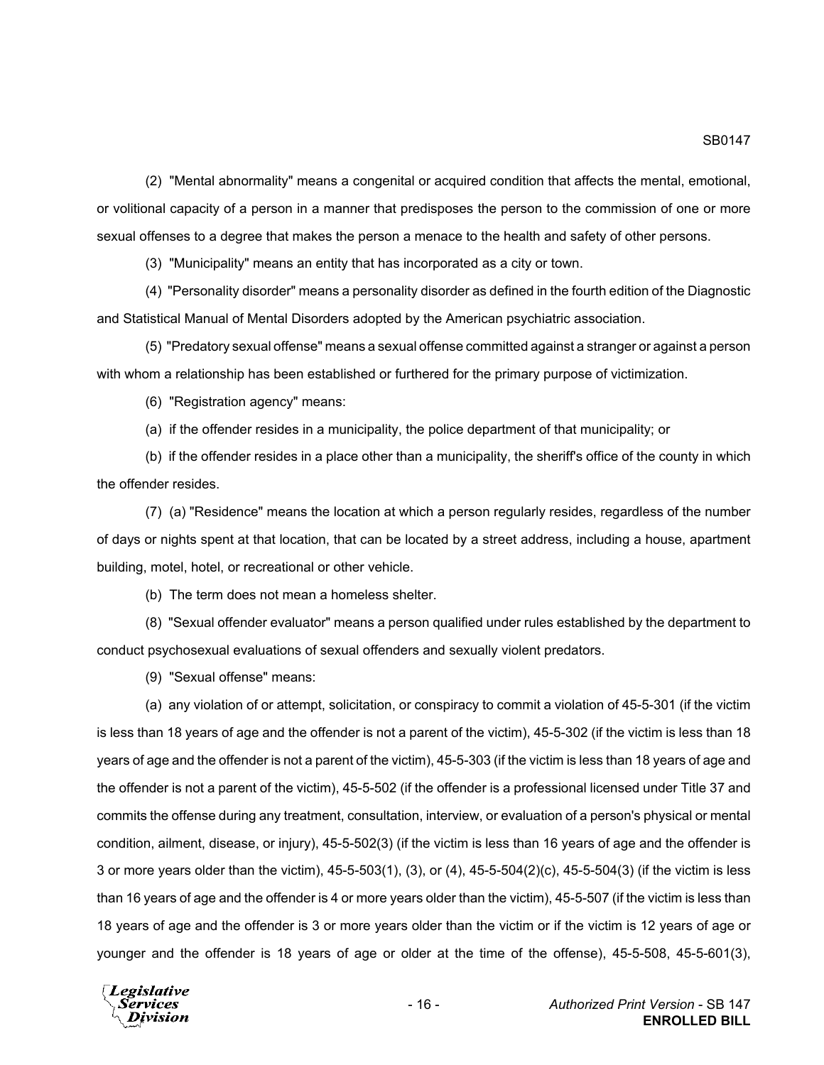(2) "Mental abnormality" means a congenital or acquired condition that affects the mental, emotional, or volitional capacity of a person in a manner that predisposes the person to the commission of one or more sexual offenses to a degree that makes the person a menace to the health and safety of other persons.

(3) "Municipality" means an entity that has incorporated as a city or town.

(4) "Personality disorder" means a personality disorder as defined in the fourth edition of the Diagnostic and Statistical Manual of Mental Disorders adopted by the American psychiatric association.

(5) "Predatory sexual offense" means a sexual offense committed against a stranger or against a person with whom a relationship has been established or furthered for the primary purpose of victimization.

(6) "Registration agency" means:

(a) if the offender resides in a municipality, the police department of that municipality; or

(b) if the offender resides in a place other than a municipality, the sheriff's office of the county in which the offender resides.

(7) (a) "Residence" means the location at which a person regularly resides, regardless of the number of days or nights spent at that location, that can be located by a street address, including a house, apartment building, motel, hotel, or recreational or other vehicle.

(b) The term does not mean a homeless shelter.

(8) "Sexual offender evaluator" means a person qualified under rules established by the department to conduct psychosexual evaluations of sexual offenders and sexually violent predators.

(9) "Sexual offense" means:

(a) any violation of or attempt, solicitation, or conspiracy to commit a violation of 45-5-301 (if the victim is less than 18 years of age and the offender is not a parent of the victim), 45-5-302 (if the victim is less than 18 years of age and the offender is not a parent of the victim), 45-5-303 (if the victim is less than 18 years of age and the offender is not a parent of the victim), 45-5-502 (if the offender is a professional licensed under Title 37 and commits the offense during any treatment, consultation, interview, or evaluation of a person's physical or mental condition, ailment, disease, or injury), 45-5-502(3) (if the victim is less than 16 years of age and the offender is 3 or more years older than the victim), 45-5-503(1), (3), or (4), 45-5-504(2)(c), 45-5-504(3) (if the victim is less than 16 years of age and the offender is 4 or more years older than the victim), 45-5-507 (if the victim is less than 18 years of age and the offender is 3 or more years older than the victim or if the victim is 12 years of age or younger and the offender is 18 years of age or older at the time of the offense), 45-5-508, 45-5-601(3),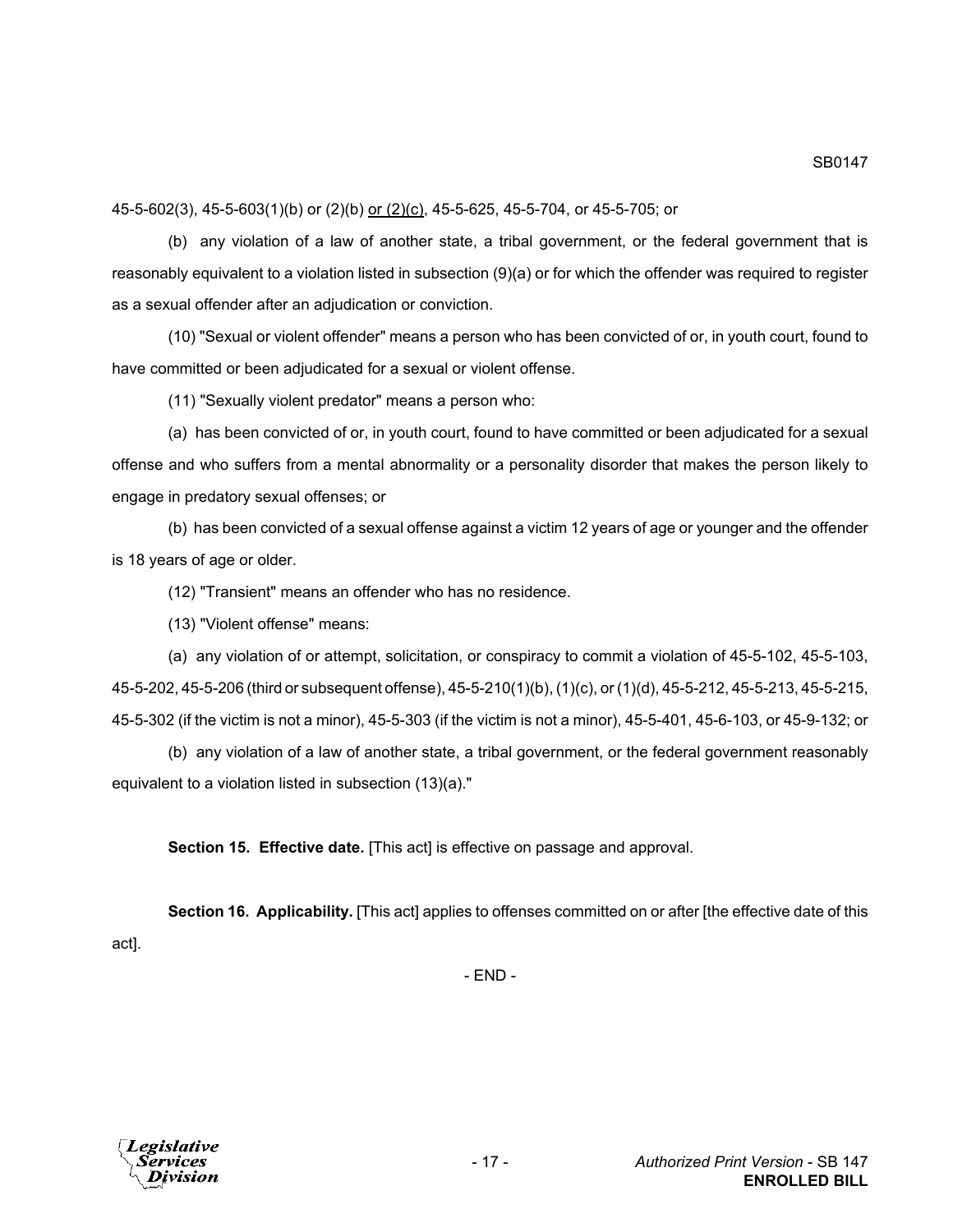45-5-602(3), 45-5-603(1)(b) or (2)(b) <u>or (2)(c)</u>, 45-5-625, 45-5-704, or 45-5-705; or

(b) any violation of a law of another state, a tribal government, or the federal government that is reasonably equivalent to a violation listed in subsection (9)(a) or for which the offender was required to register as a sexual offender after an adjudication or conviction.

(10) "Sexual or violent offender" means a person who has been convicted of or, in youth court, found to have committed or been adjudicated for a sexual or violent offense.

(11) "Sexually violent predator" means a person who:

(a) has been convicted of or, in youth court, found to have committed or been adjudicated for a sexual offense and who suffers from a mental abnormality or a personality disorder that makes the person likely to engage in predatory sexual offenses; or

(b) has been convicted of a sexual offense against a victim 12 years of age or younger and the offender is 18 years of age or older.

(12) "Transient" means an offender who has no residence.

(13) "Violent offense" means:

(a) any violation of or attempt, solicitation, or conspiracy to commit a violation of 45-5-102, 45-5-103, 45-5-202, 45-5-206 (third or subsequent offense), 45-5-210(1)(b), (1)(c), or (1)(d), 45-5-212, 45-5-213, 45-5-215, 45-5-302 (if the victim is not a minor), 45-5-303 (if the victim is not a minor), 45-5-401, 45-6-103, or 45-9-132; or

(b) any violation of a law of another state, a tribal government, or the federal government reasonably equivalent to a violation listed in subsection (13)(a)."

**Section 15. Effective date.** [This act] is effective on passage and approval.

**Section 16. Applicability.** [This act] applies to offenses committed on or after [the effective date of this act].

- END -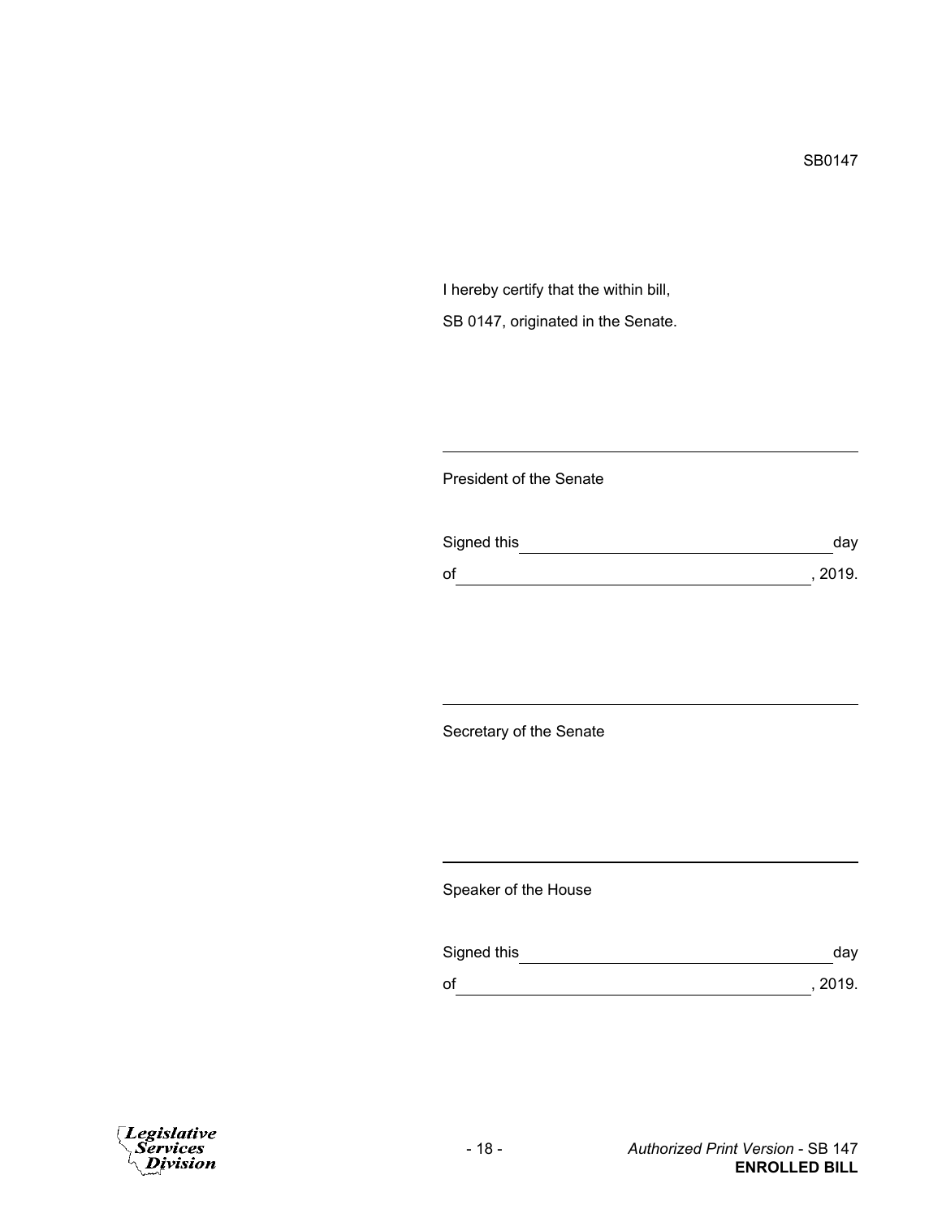SB0147

I hereby certify that the within bill,

SB 0147, originated in the Senate.

\_\_\_\_\_\_\_\_\_\_\_\_\_\_\_\_\_\_\_\_\_\_\_\_\_\_\_\_\_\_\_\_\_\_\_\_\_\_\_\_

President of the Senate

Signed this \_\_\_\_\_\_\_\_\_\_\_\_\_\_\_\_\_\_\_\_\_\_\_\_\_\_\_\_\_\_ day

of \_\_\_\_\_\_\_\_\_\_\_\_\_\_\_\_\_\_\_\_\_\_\_\_\_\_\_\_\_\_\_\_\_\_\_, 2019.

\_\_\_\_\_\_\_\_\_\_\_\_\_\_\_\_\_\_\_\_\_\_\_\_\_\_\_\_\_\_\_\_\_\_\_\_\_\_\_\_

Secretary of the Senate

\_\_\_\_\_\_\_\_\_\_\_\_\_\_\_\_\_\_\_\_\_\_\_\_\_\_\_\_\_\_\_\_\_\_\_\_\_\_\_\_

Speaker of the House

Signed this \_\_\_\_\_\_\_\_\_\_\_\_\_\_\_\_\_\_\_\_\_\_\_\_\_\_\_\_\_\_ day

of \_\_\_\_\_\_\_\_\_\_\_\_\_\_\_\_\_\_\_\_\_\_\_\_\_\_\_\_\_\_\_\_\_\_\_, 2019.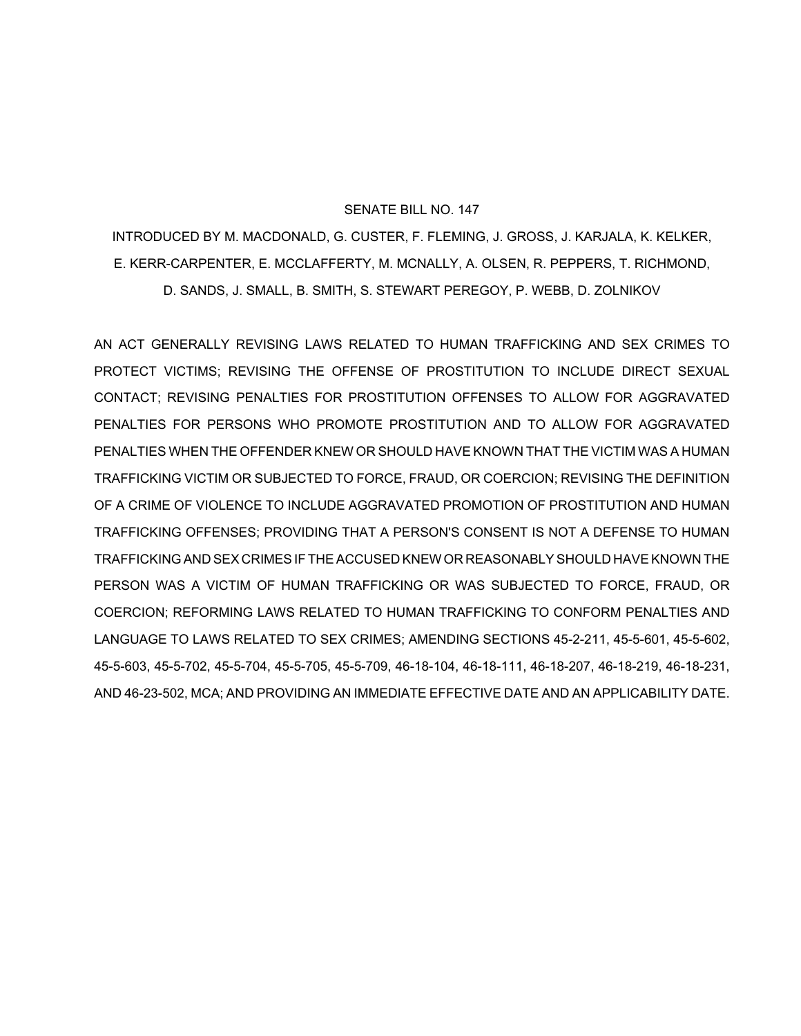SENATE BILL NO. 147

INTRODUCED BY M. MACDONALD, G. CUSTER, F. FLEMING, J. GROSS, J. KARJALA, K. KELKER, E. KERR-CARPENTER, E. MCCLAFFERTY, M. MCNALLY, A. OLSEN, R. PEPPERS, T. RICHMOND, D. SANDS, J. SMALL, B. SMITH, S. STEWART PEREGOY, P. WEBB, D. ZOLNIKOV

AN ACT GENERALLY REVISING LAWS RELATED TO HUMAN TRAFFICKING AND SEX CRIMES TO PROTECT VICTIMS; REVISING THE OFFENSE OF PROSTITUTION TO INCLUDE DIRECT SEXUAL CONTACT; REVISING PENALTIES FOR PROSTITUTION OFFENSES TO ALLOW FOR AGGRAVATED PENALTIES FOR PERSONS WHO PROMOTE PROSTITUTION AND TO ALLOW FOR AGGRAVATED PENALTIES WHEN THE OFFENDER KNEW OR SHOULD HAVE KNOWN THAT THE VICTIM WAS A HUMAN TRAFFICKING VICTIM OR SUBJECTED TO FORCE, FRAUD, OR COERCION; REVISING THE DEFINITION OF A CRIME OF VIOLENCE TO INCLUDE AGGRAVATED PROMOTION OF PROSTITUTION AND HUMAN TRAFFICKING OFFENSES; PROVIDING THAT A PERSON'S CONSENT IS NOT A DEFENSE TO HUMAN TRAFFICKING AND SEX CRIMES IF THE ACCUSED KNEW OR REASONABLY SHOULD HAVE KNOWN THE PERSON WAS A VICTIM OF HUMAN TRAFFICKING OR WAS SUBJECTED TO FORCE, FRAUD, OR COERCION; REFORMING LAWS RELATED TO HUMAN TRAFFICKING TO CONFORM PENALTIES AND LANGUAGE TO LAWS RELATED TO SEX CRIMES; AMENDING SECTIONS 45-2-211, 45-5-601, 45-5-602, 45-5-603, 45-5-702, 45-5-704, 45-5-705, 45-5-709, 46-18-104, 46-18-111, 46-18-207, 46-18-219, 46-18-231, AND 46-23-502, MCA; AND PROVIDING AN IMMEDIATE EFFECTIVE DATE AND AN APPLICABILITY DATE.